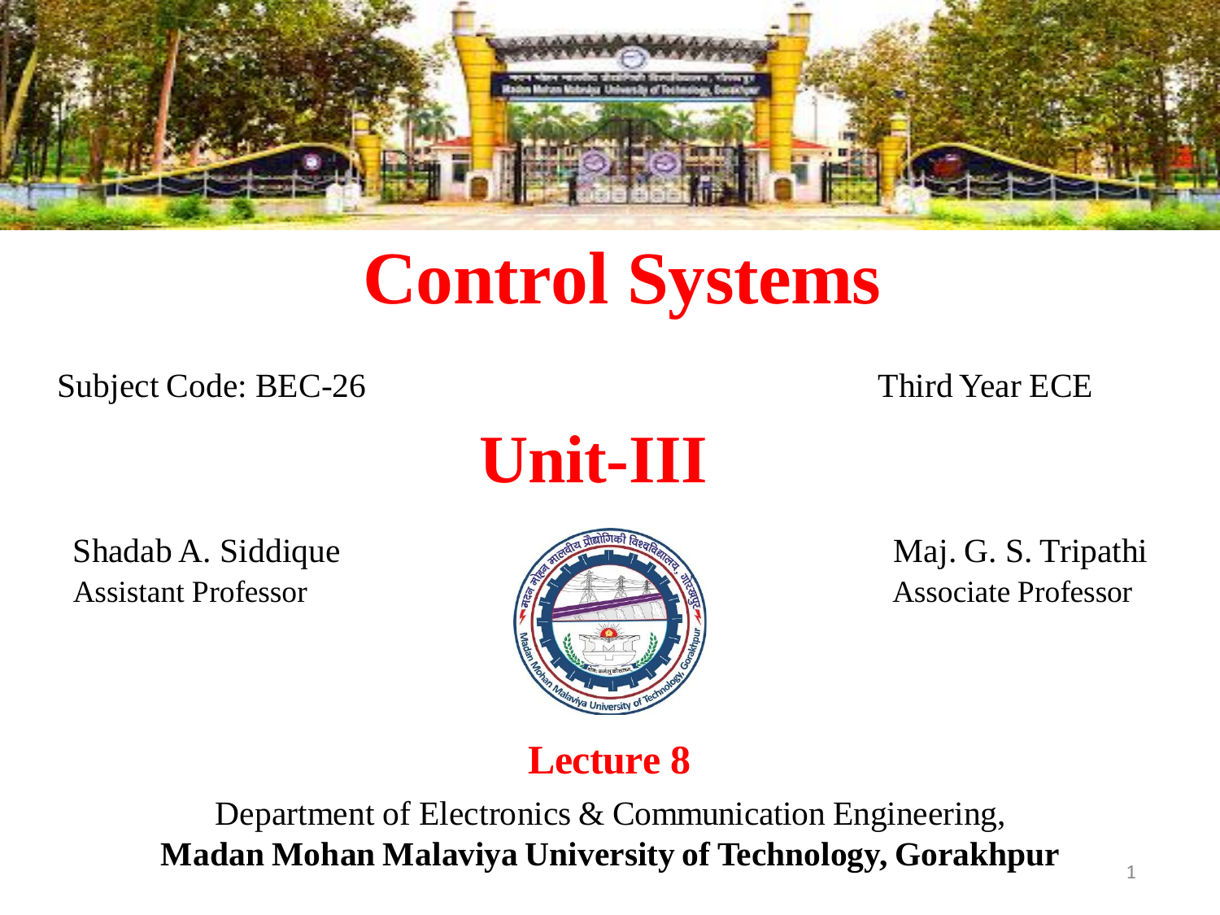# Control Systems

Subject Code: BEC-26

Third Year ECE

## Unit-III

Shadab A. Siddique
Assistant Professor

Maj. G. S. Tripathi
Associate Professor

### Lecture 8

Department of Electronics & Communication Engineering,
**Madan Mohan Malaviya University of Technology, Gorakhpur**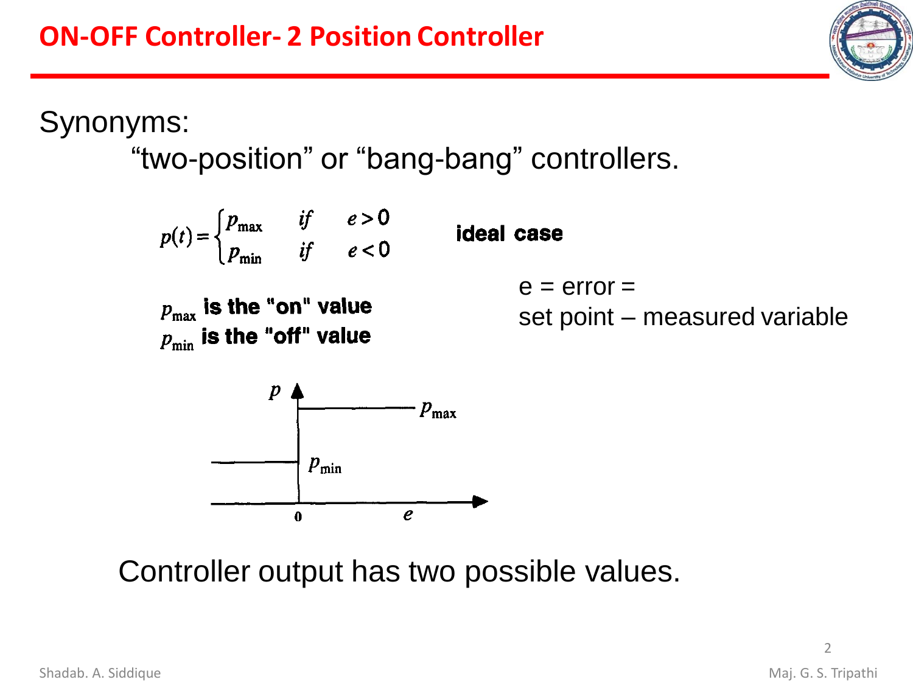# ON-OFF Controller- 2 Position Controller

Synonyms:

"two-position" or "bang-bang" controllers.

$$p(t) = \begin{cases} p_{\max} & if \quad e > 0 \\ p_{\min} & if \quad e < 0 \end{cases}$$

**ideal case**

$p_{\max}$ **is the "on" value**

$p_{\min}$ **is the "off" value**

e = error = set point – measured variable

Controller output has two possible values.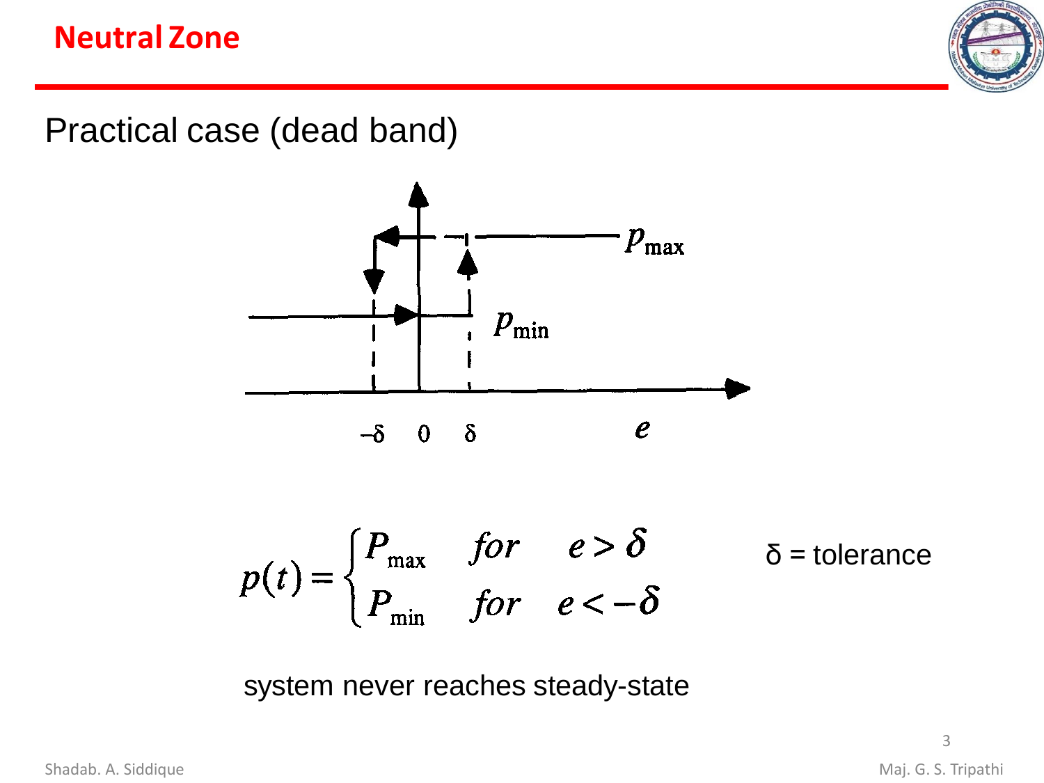# Neutral Zone

Practical case (dead band)

$$p(t) = \begin{cases} P_{\max} & for \quad e > \delta \\ P_{\min} & for \quad e < -\delta \end{cases}$$

δ = tolerance

system never reaches steady-state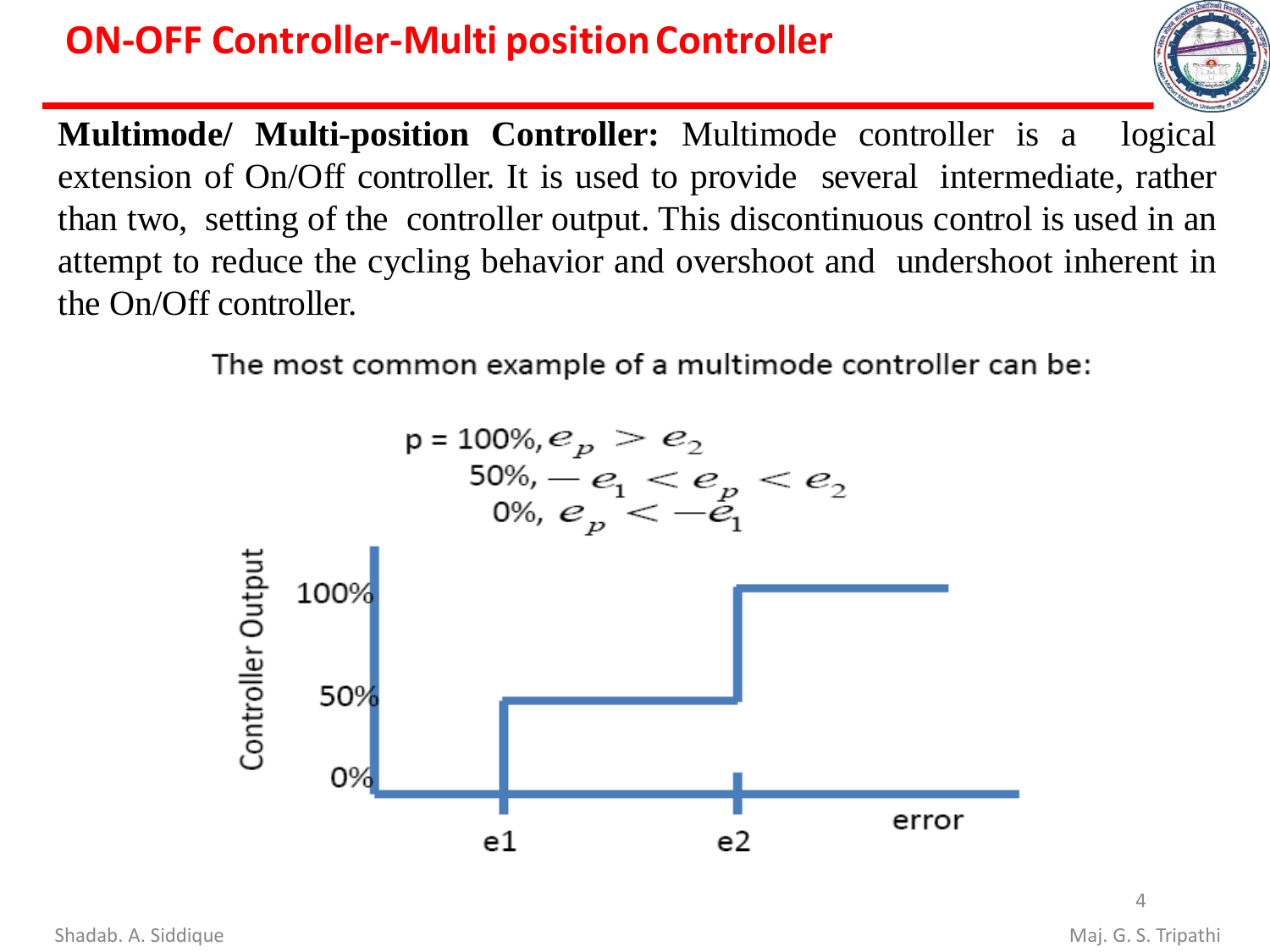# ON-OFF Controller-Multi position Controller

**Multimode/ Multi-position Controller:** Multimode controller is a logical extension of On/Off controller. It is used to provide several intermediate, rather than two, setting of the controller output. This discontinuous control is used in an attempt to reduce the cycling behavior and overshoot and undershoot inherent in the On/Off controller.

The most common example of a multimode controller can be:

$$
p = \begin{cases} 100\%, & e_p > e_2 \\ 50\%, & -e_1 < e_p < e_2 \\ 0\%, & e_p < -e_1 \end{cases}
$$

Controller Output

100%

50%

0%

e1 e2 error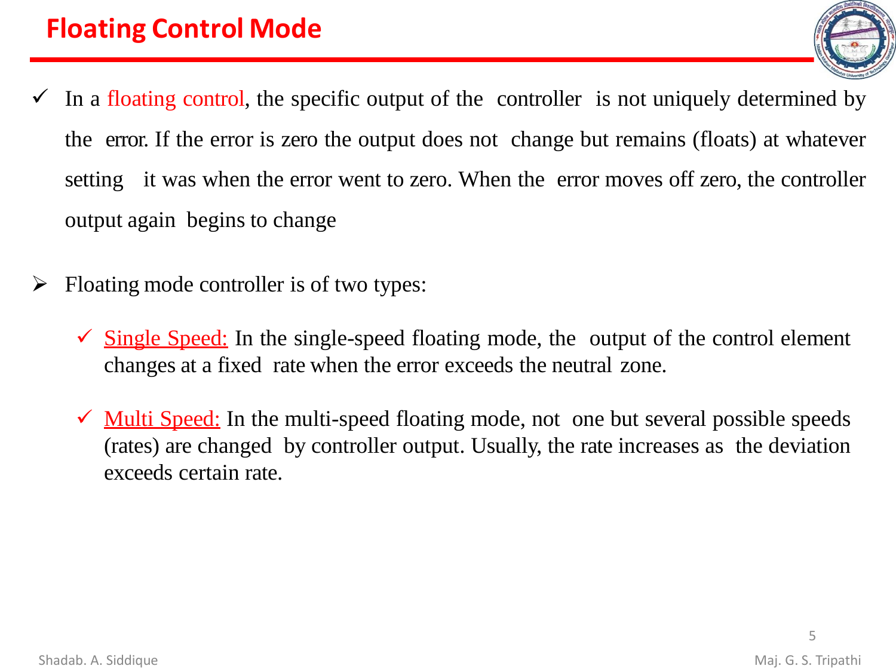# Floating Control Mode

- In a floating control, the specific output of the controller is not uniquely determined by the error. If the error is zero the output does not change but remains (floats) at whatever setting it was when the error went to zero. When the error moves off zero, the controller output again begins to change

- Floating mode controller is of two types:

  - Single Speed: In the single-speed floating mode, the output of the control element changes at a fixed rate when the error exceeds the neutral zone.

  - Multi Speed: In the multi-speed floating mode, not one but several possible speeds (rates) are changed by controller output. Usually, the rate increases as the deviation exceeds certain rate.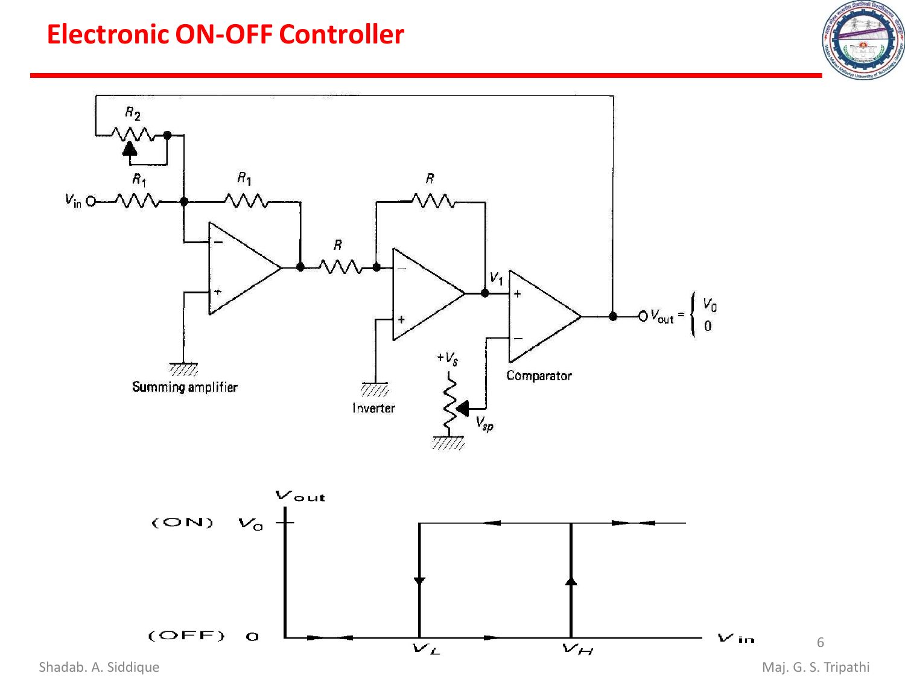# Electronic ON-OFF Controller

Summing amplifier

Inverter

Comparator

$V_{in}$, $R_1$, $R_2$, $R$, $V_1$, $+V_s$, $V_{sp}$

$V_{out} = \begin{cases} V_0 \\ 0 \end{cases}$

$V_{out}$

(ON) $V_0$

(OFF) 0

$V_L$ $V_H$ $V_{in}$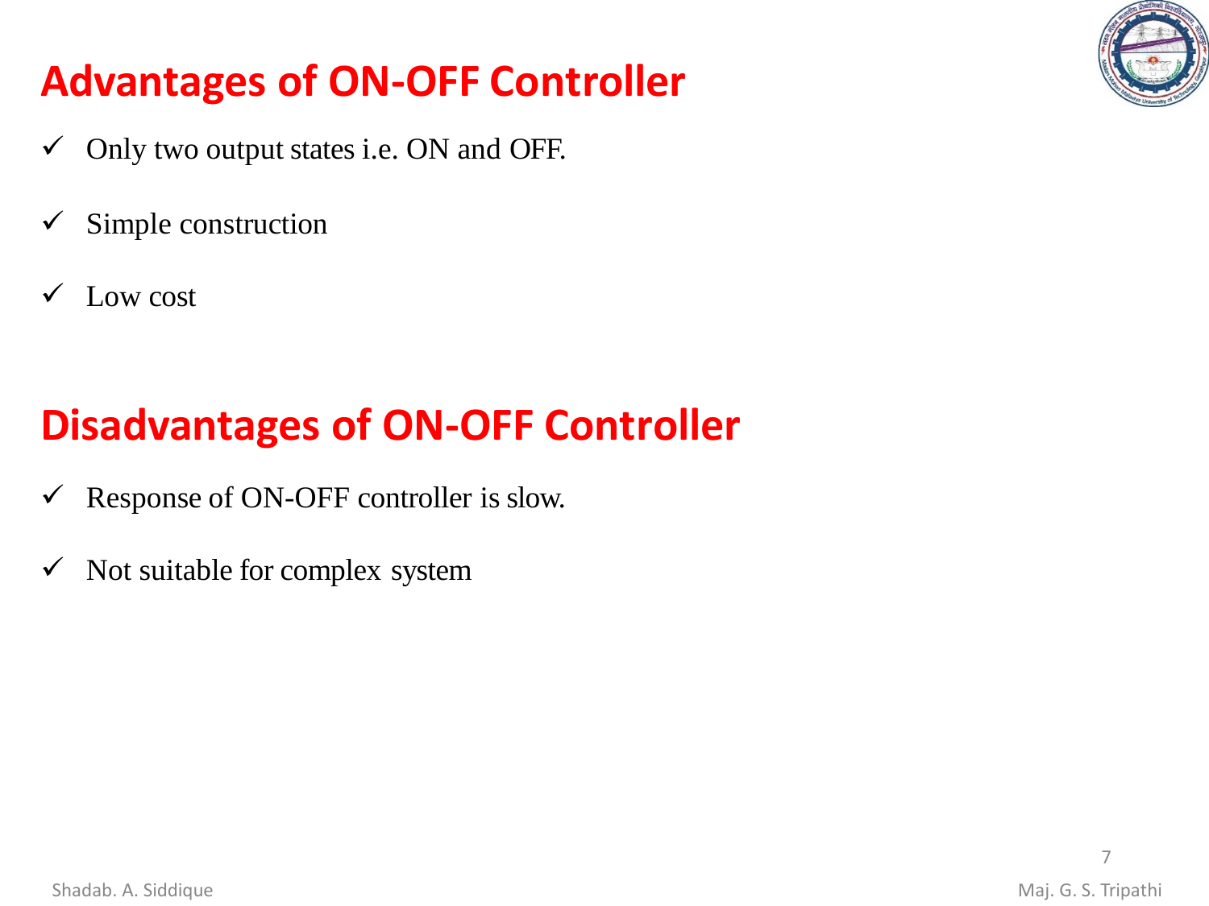# Advantages of ON-OFF Controller

- ✓ Only two output states i.e. ON and OFF.
- ✓ Simple construction
- ✓ Low cost

# Disadvantages of ON-OFF Controller

- ✓ Response of ON-OFF controller is slow.
- ✓ Not suitable for complex system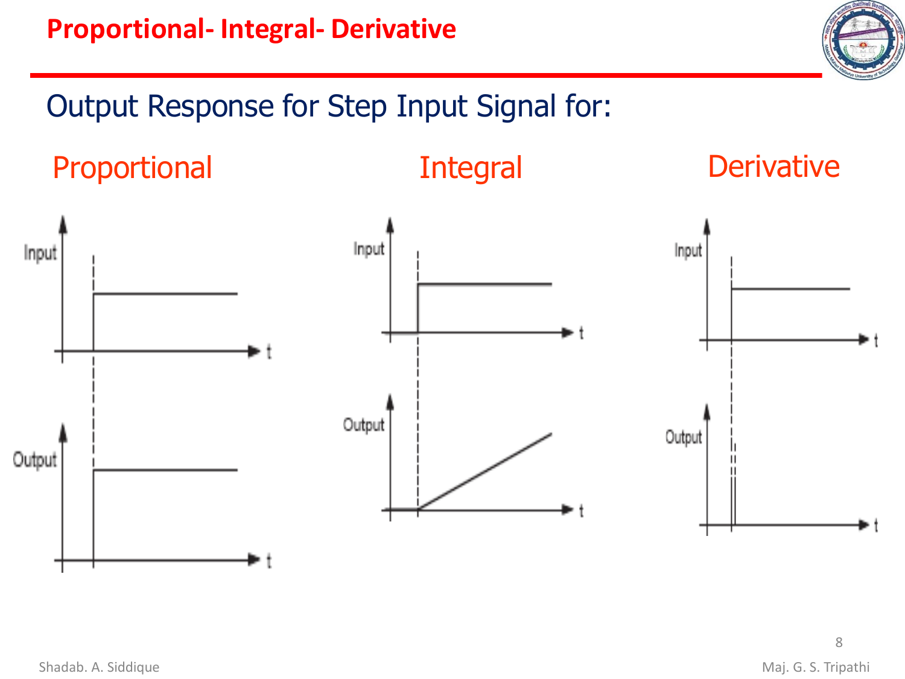# Proportional- Integral- Derivative

## Output Response for Step Input Signal for:

### Proportional

### Integral

### Derivative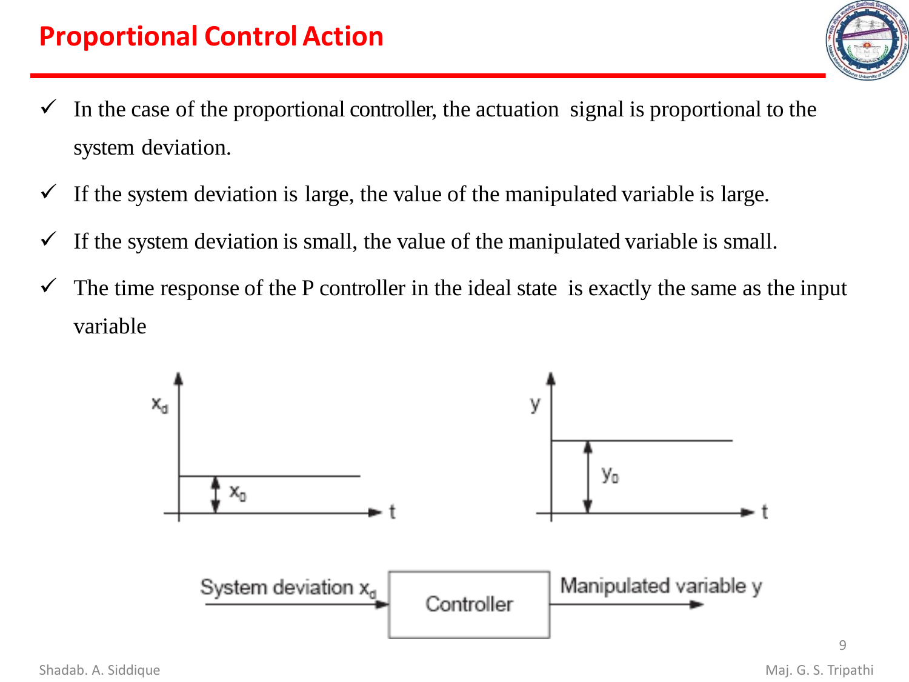# Proportional Control Action

- In the case of the proportional controller, the actuation signal is proportional to the system deviation.
- If the system deviation is large, the value of the manipulated variable is large.
- If the system deviation is small, the value of the manipulated variable is small.
- The time response of the P controller in the ideal state is exactly the same as the input variable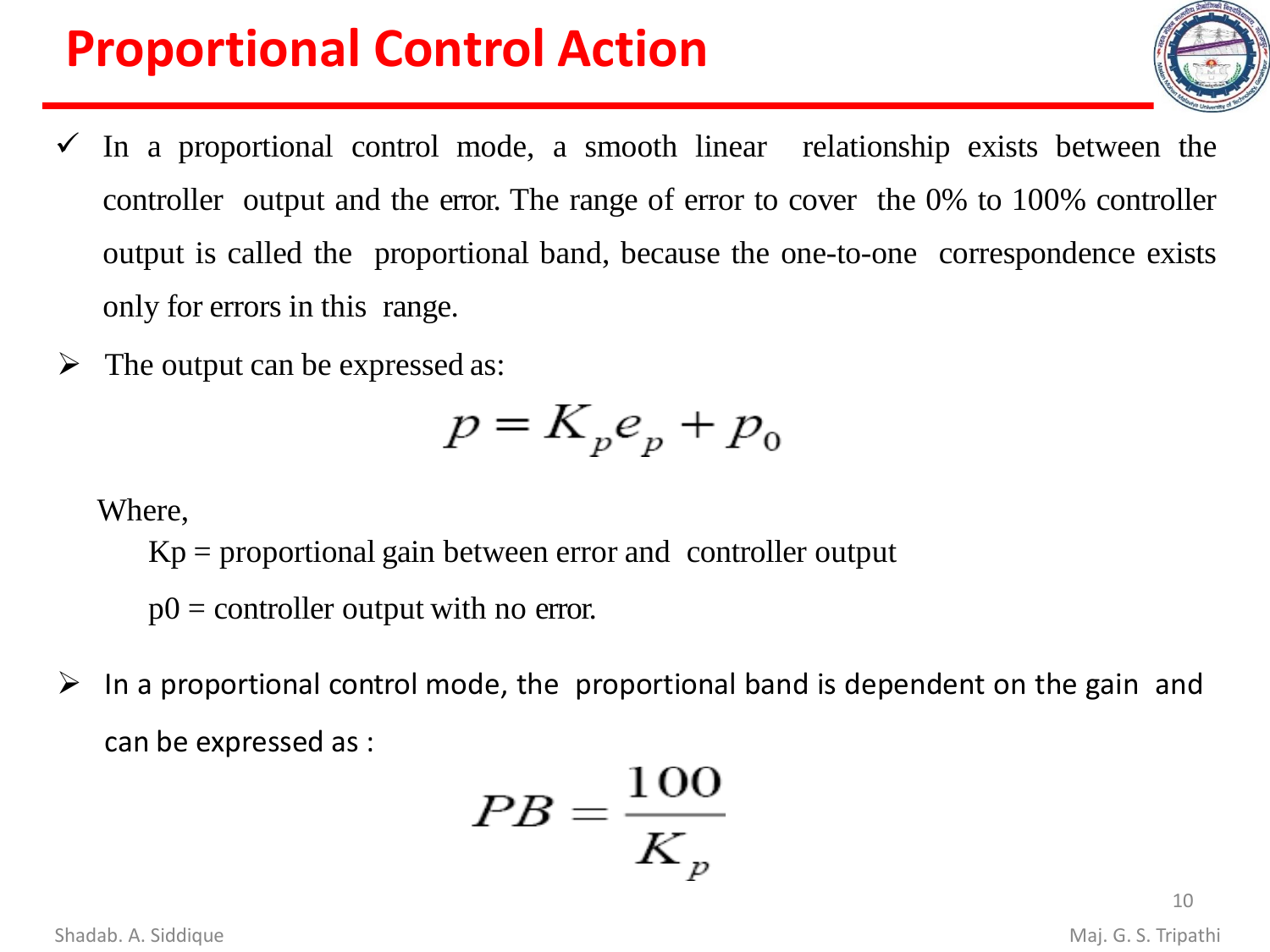# Proportional Control Action

- ✓ In a proportional control mode, a smooth linear relationship exists between the controller output and the error. The range of error to cover the 0% to 100% controller output is called the proportional band, because the one-to-one correspondence exists only for errors in this range.

- The output can be expressed as:

$$p = K_p e_p + p_0$$

Where,

Kp = proportional gain between error and controller output

p0 = controller output with no error.

- In a proportional control mode, the proportional band is dependent on the gain and can be expressed as :

$$PB = \frac{100}{K_p}$$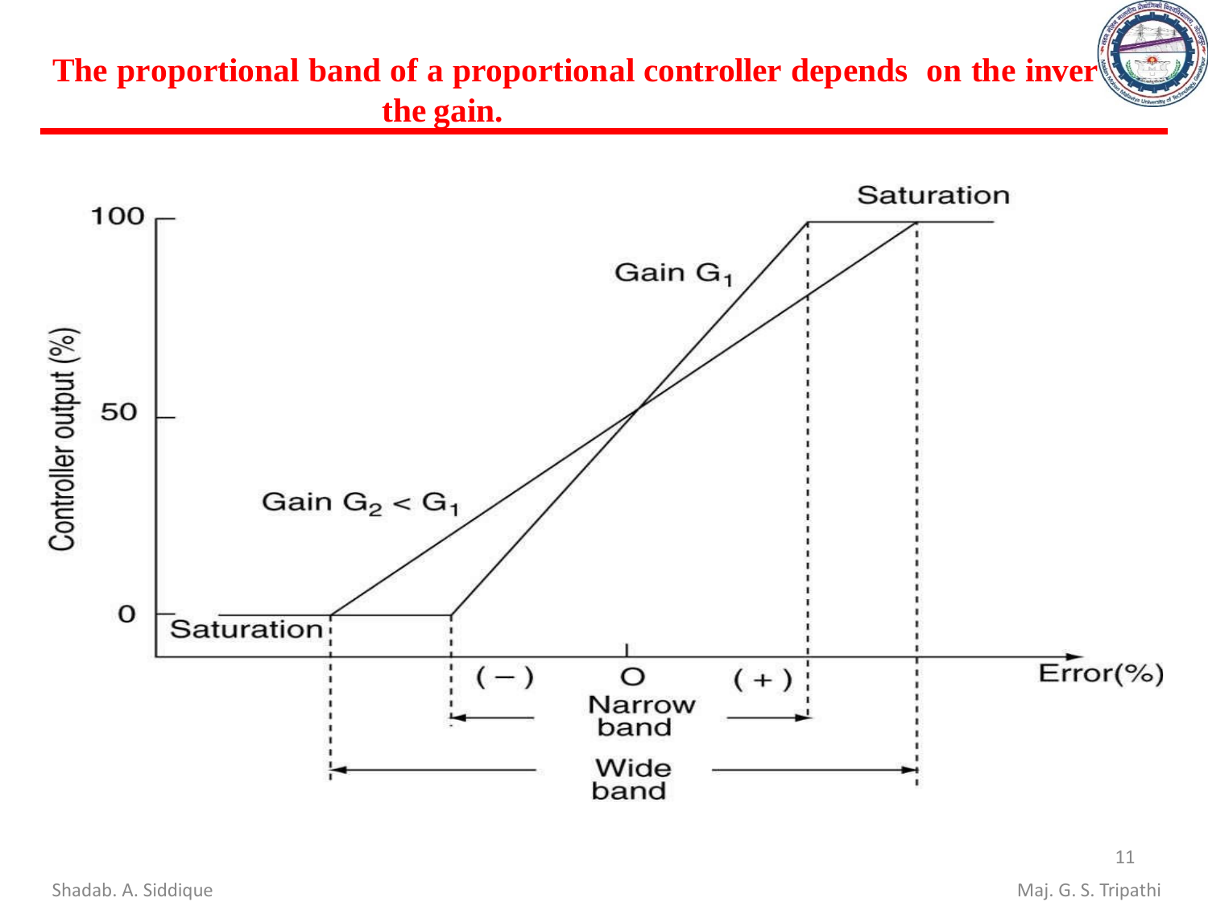# The proportional band of a proportional controller depends on the inver the gain.

Saturation

100

Gain $G_1$

Controller output (%)

50

Gain $G_2 < G_1$

0

Saturation

( − ) O ( + )

Error(%)

Narrow band

Wide band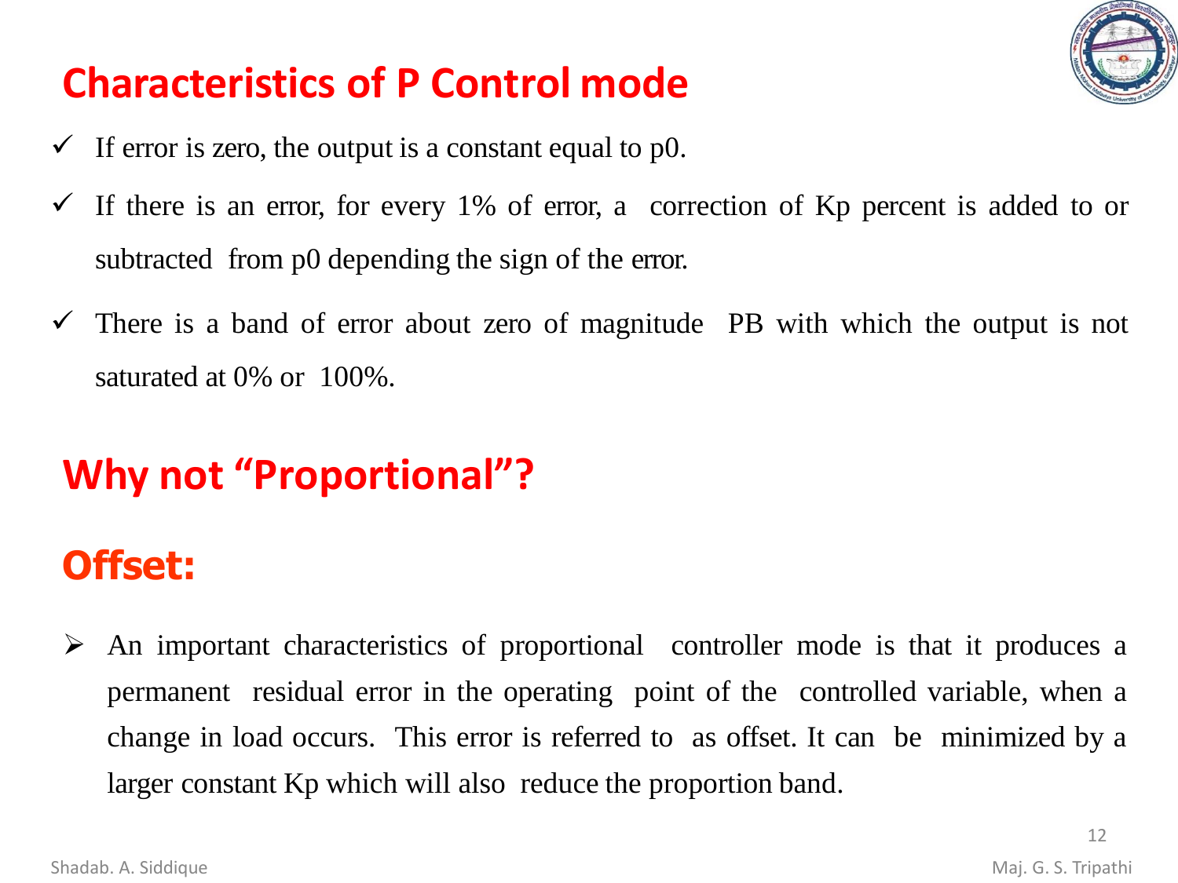## Characteristics of P Control mode

- ✓ If error is zero, the output is a constant equal to p0.
- ✓ If there is an error, for every 1% of error, a correction of Kp percent is added to or subtracted from p0 depending the sign of the error.
- ✓ There is a band of error about zero of magnitude PB with which the output is not saturated at 0% or 100%.

## Why not "Proportional"?

## Offset:

- ➢ An important characteristics of proportional controller mode is that it produces a permanent residual error in the operating point of the controlled variable, when a change in load occurs. This error is referred to as offset. It can be minimized by a larger constant Kp which will also reduce the proportion band.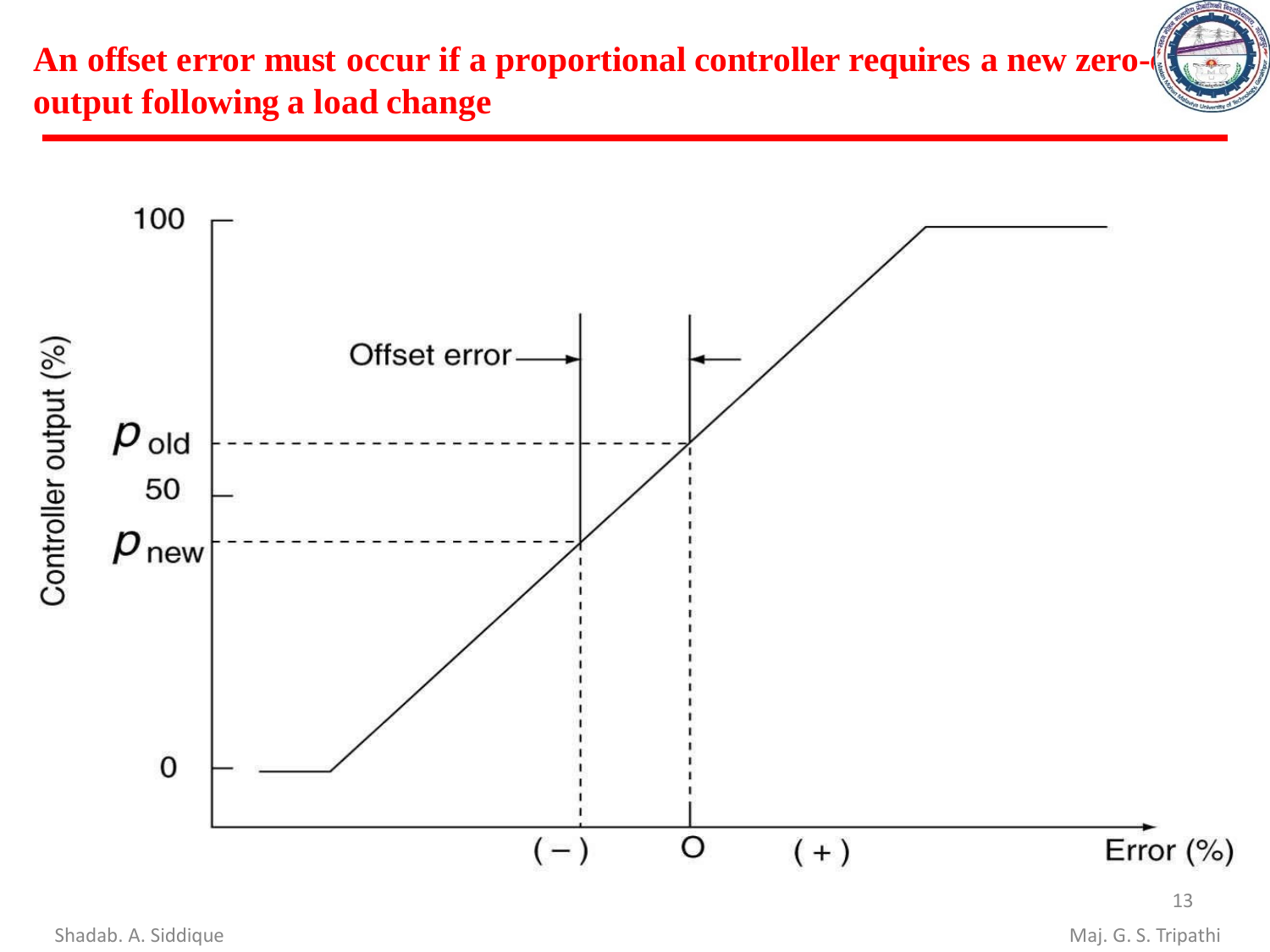# An offset error must occur if a proportional controller requires a new zero-error output following a load change

Controller output (%)

100

$p_{old}$

50

$p_{new}$

0

Offset error

( − ) O ( + ) Error (%)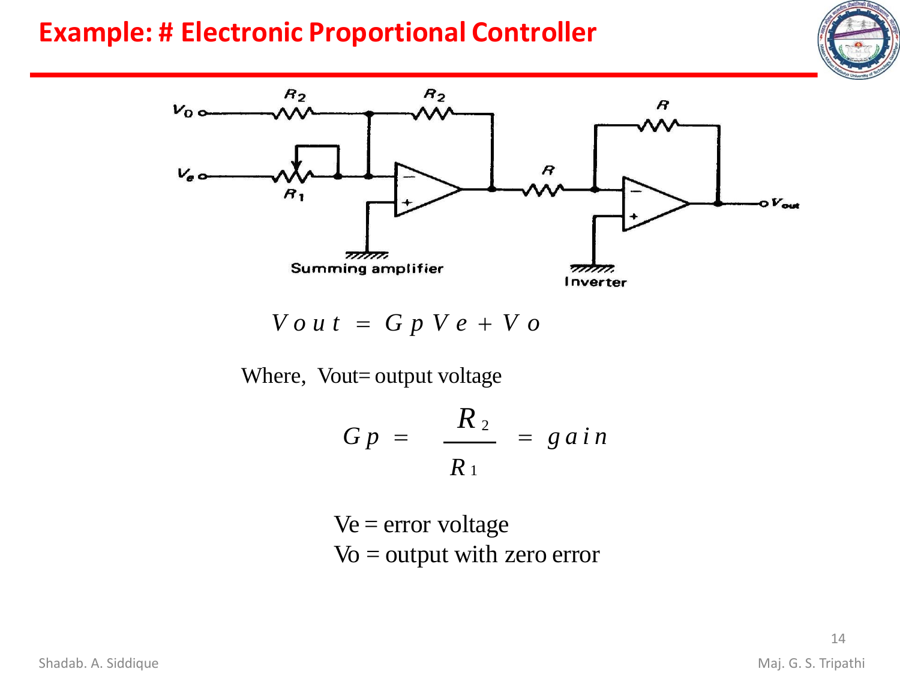# Example: # Electronic Proportional Controller

$$V_{out} = G_p V_e + V_o$$

Where, Vout= output voltage

$$G_p = \frac{R_2}{R_1} = gain$$

Ve = error voltage

Vo = output with zero error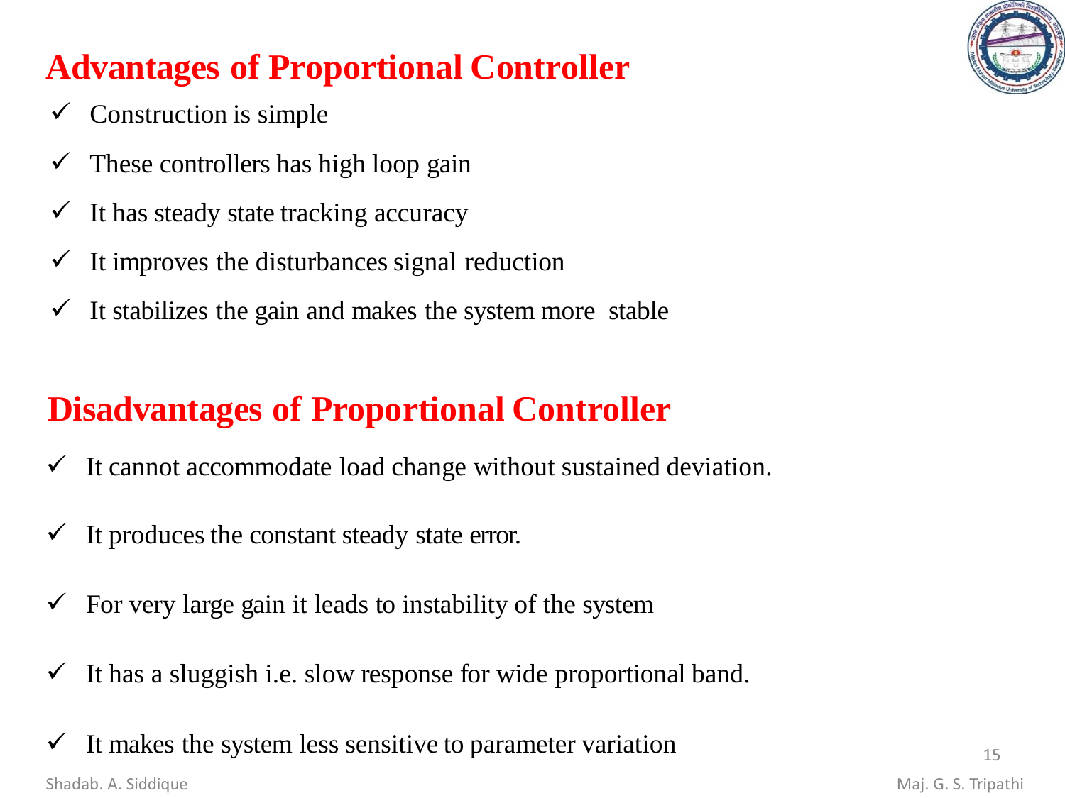## Advantages of Proportional Controller

- ✓ Construction is simple
- ✓ These controllers has high loop gain
- ✓ It has steady state tracking accuracy
- ✓ It improves the disturbances signal reduction
- ✓ It stabilizes the gain and makes the system more stable

## Disadvantages of Proportional Controller

- ✓ It cannot accommodate load change without sustained deviation.
- ✓ It produces the constant steady state error.
- ✓ For very large gain it leads to instability of the system
- ✓ It has a sluggish i.e. slow response for wide proportional band.
- ✓ It makes the system less sensitive to parameter variation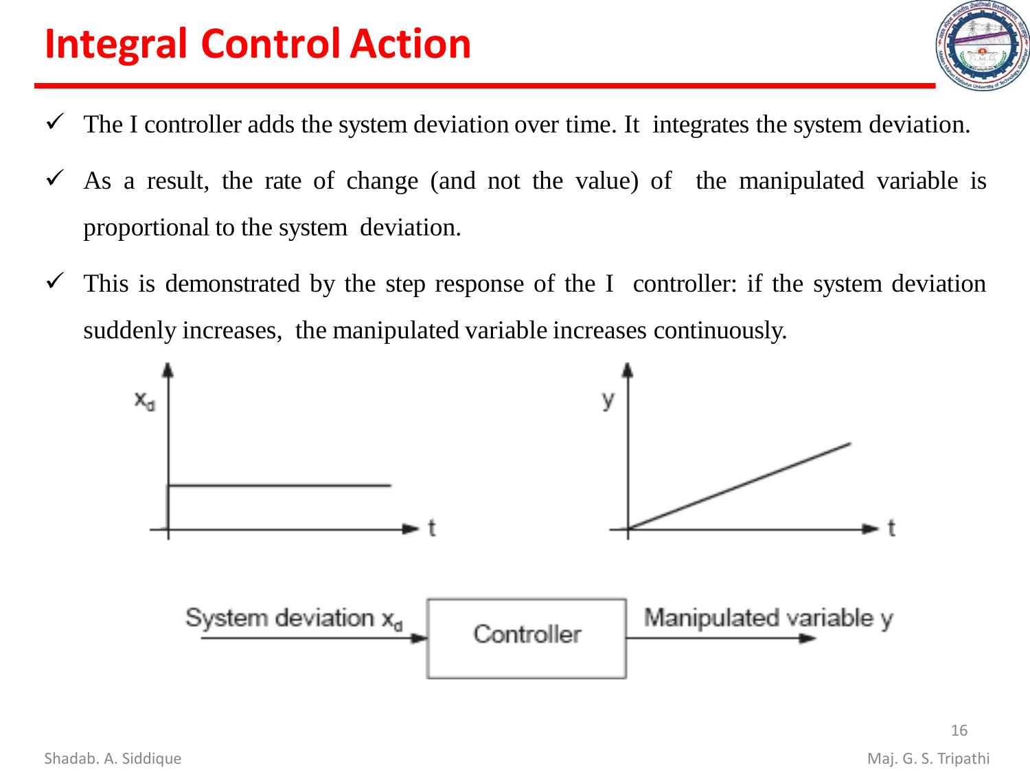# Integral Control Action

- ✓ The I controller adds the system deviation over time. It integrates the system deviation.
- ✓ As a result, the rate of change (and not the value) of the manipulated variable is proportional to the system deviation.
- ✓ This is demonstrated by the step response of the I controller: if the system deviation suddenly increases, the manipulated variable increases continuously.

System deviation $x_d$ → Controller → Manipulated variable y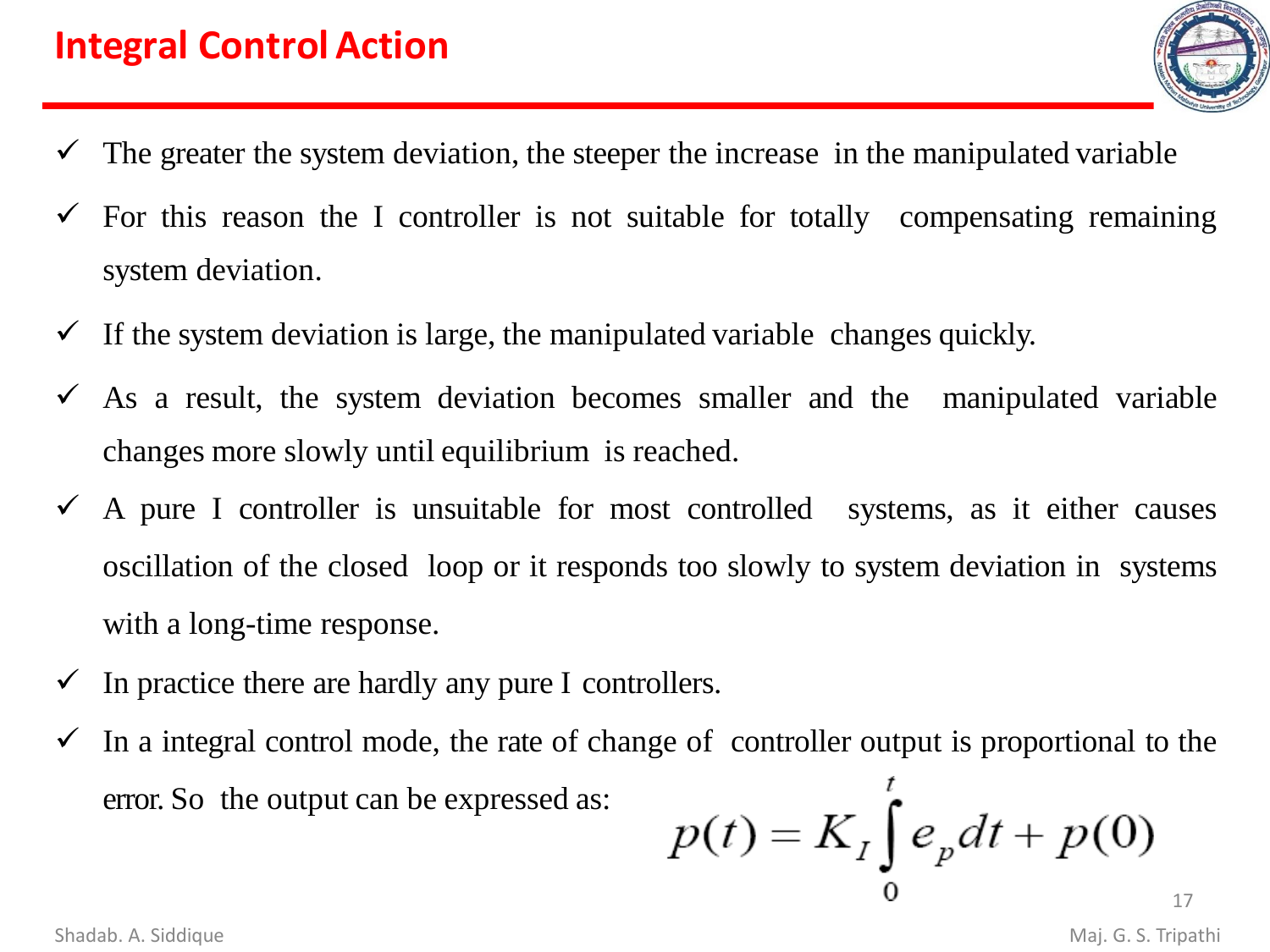# Integral Control Action

- ✓ The greater the system deviation, the steeper the increase in the manipulated variable
- ✓ For this reason the I controller is not suitable for totally compensating remaining system deviation.
- ✓ If the system deviation is large, the manipulated variable changes quickly.
- ✓ As a result, the system deviation becomes smaller and the manipulated variable changes more slowly until equilibrium is reached.
- ✓ A pure I controller is unsuitable for most controlled systems, as it either causes oscillation of the closed loop or it responds too slowly to system deviation in systems with a long-time response.
- ✓ In practice there are hardly any pure I controllers.
- ✓ In a integral control mode, the rate of change of controller output is proportional to the error. So the output can be expressed as:

$$p(t) = K_I \int_0^t e_p dt + p(0)$$

Shadab. A. Siddique

Maj. G. S. Tripathi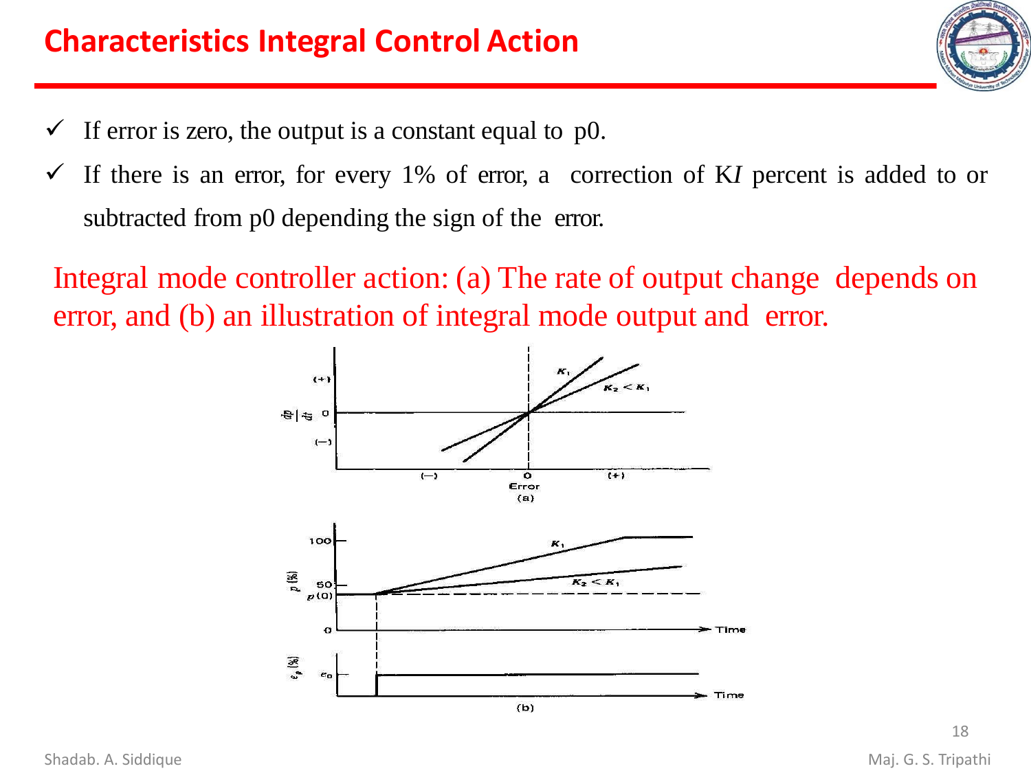# Characteristics Integral Control Action

- ✓ If error is zero, the output is a constant equal to p0.
- ✓ If there is an error, for every 1% of error, a correction of K*I* percent is added to or subtracted from p0 depending the sign of the error.

Integral mode controller action: (a) The rate of output change depends on error, and (b) an illustration of integral mode output and error.

(+)
$\frac{dp}{dt}$ 0
(−)
$K_1$
$K_2 < K_1$
(−) 0 (+)
Error
(a)

100
$K_1$
$p$ (%)
50
$p(0)$
$K_2 < K_1$
0
Time
$e_p$ (%)
$e_0$
Time
(b)